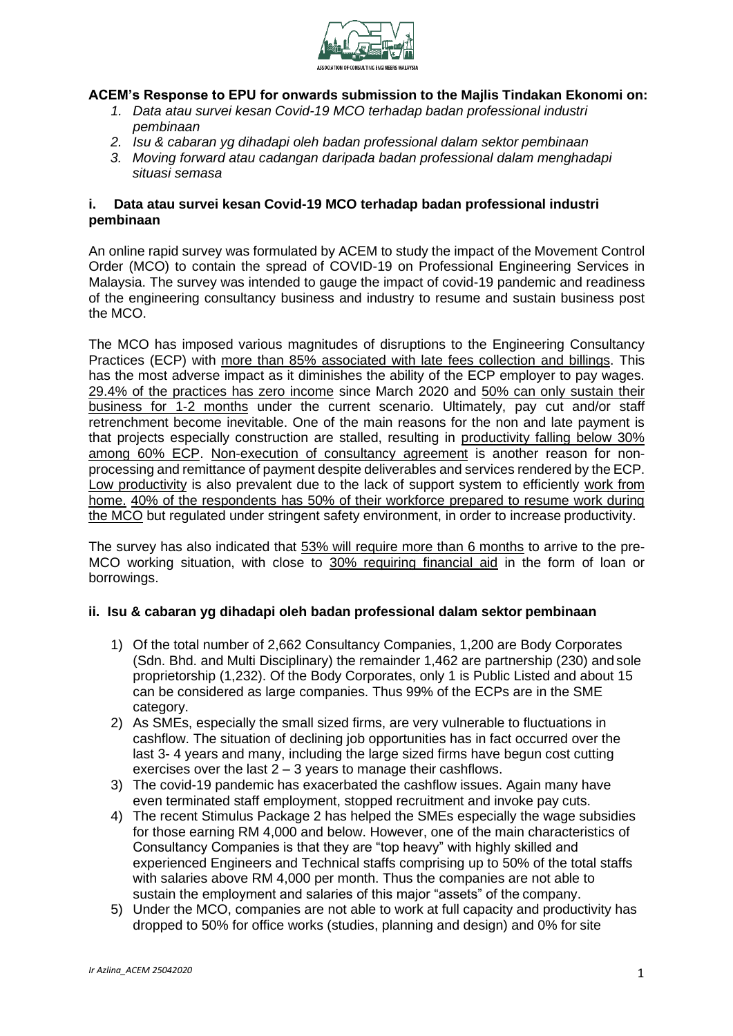**ACEM's Response to EPU for onwards submission to the Majlis Tindakan Ekonomi on:**

1. *Data atau survei kesan Covid-19 MCO terhadap badan professional industri pembinaan*
2. *Isu & cabaran yg dihadapi oleh badan professional dalam sektor pembinaan*
3. *Moving forward atau cadangan daripada badan professional dalam menghadapi situasi semasa*

## i. Data atau survei kesan Covid-19 MCO terhadap badan professional industri pembinaan

An online rapid survey was formulated by ACEM to study the impact of the Movement Control Order (MCO) to contain the spread of COVID-19 on Professional Engineering Services in Malaysia. The survey was intended to gauge the impact of covid-19 pandemic and readiness of the engineering consultancy business and industry to resume and sustain business post the MCO.

The MCO has imposed various magnitudes of disruptions to the Engineering Consultancy Practices (ECP) with <u>more than 85% associated with late fees collection and billings</u>. This has the most adverse impact as it diminishes the ability of the ECP employer to pay wages. <u>29.4% of the practices has zero income</u> since March 2020 and <u>50% can only sustain their business for 1-2 months</u> under the current scenario. Ultimately, pay cut and/or staff retrenchment become inevitable. One of the main reasons for the non and late payment is that projects especially construction are stalled, resulting in <u>productivity falling below 30% among 60% ECP</u>. <u>Non-execution of consultancy agreement</u> is another reason for non-processing and remittance of payment despite deliverables and services rendered by the ECP. <u>Low productivity</u> is also prevalent due to the lack of support system to efficiently <u>work from home.</u> <u>40% of the respondents has 50% of their workforce prepared to resume work during the MCO</u> but regulated under stringent safety environment, in order to increase productivity.

The survey has also indicated that <u>53% will require more than 6 months</u> to arrive to the pre-MCO working situation, with close to <u>30% requiring financial aid</u> in the form of loan or borrowings.

## ii. Isu & cabaran yg dihadapi oleh badan professional dalam sektor pembinaan

1) Of the total number of 2,662 Consultancy Companies, 1,200 are Body Corporates (Sdn. Bhd. and Multi Disciplinary) the remainder 1,462 are partnership (230) and sole proprietorship (1,232). Of the Body Corporates, only 1 is Public Listed and about 15 can be considered as large companies. Thus 99% of the ECPs are in the SME category.
2) As SMEs, especially the small sized firms, are very vulnerable to fluctuations in cashflow. The situation of declining job opportunities has in fact occurred over the last 3- 4 years and many, including the large sized firms have begun cost cutting exercises over the last 2 – 3 years to manage their cashflows.
3) The covid-19 pandemic has exacerbated the cashflow issues. Again many have even terminated staff employment, stopped recruitment and invoke pay cuts.
4) The recent Stimulus Package 2 has helped the SMEs especially the wage subsidies for those earning RM 4,000 and below. However, one of the main characteristics of Consultancy Companies is that they are "top heavy" with highly skilled and experienced Engineers and Technical staffs comprising up to 50% of the total staffs with salaries above RM 4,000 per month. Thus the companies are not able to sustain the employment and salaries of this major "assets" of the company.
5) Under the MCO, companies are not able to work at full capacity and productivity has dropped to 50% for office works (studies, planning and design) and 0% for site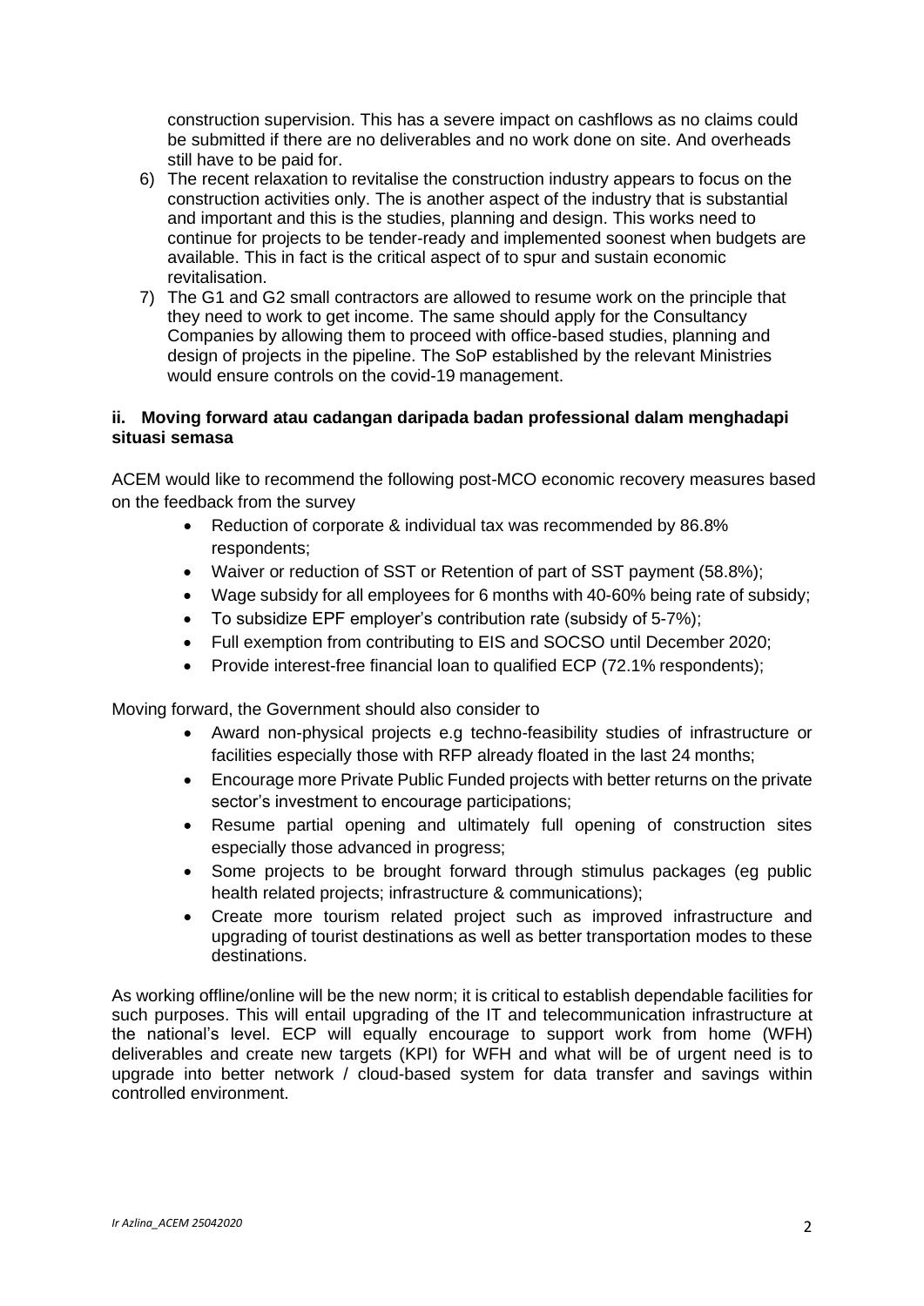construction supervision. This has a severe impact on cashflows as no claims could be submitted if there are no deliverables and no work done on site. And overheads still have to be paid for.

6) The recent relaxation to revitalise the construction industry appears to focus on the construction activities only. The is another aspect of the industry that is substantial and important and this is the studies, planning and design. This works need to continue for projects to be tender-ready and implemented soonest when budgets are available. This in fact is the critical aspect of to spur and sustain economic revitalisation.
7) The G1 and G2 small contractors are allowed to resume work on the principle that they need to work to get income. The same should apply for the Consultancy Companies by allowing them to proceed with office-based studies, planning and design of projects in the pipeline. The SoP established by the relevant Ministries would ensure controls on the covid-19 management.

### ii. Moving forward atau cadangan daripada badan professional dalam menghadapi situasi semasa

ACEM would like to recommend the following post-MCO economic recovery measures based on the feedback from the survey

- Reduction of corporate & individual tax was recommended by 86.8% respondents;
- Waiver or reduction of SST or Retention of part of SST payment (58.8%);
- Wage subsidy for all employees for 6 months with 40-60% being rate of subsidy;
- To subsidize EPF employer's contribution rate (subsidy of 5-7%);
- Full exemption from contributing to EIS and SOCSO until December 2020;
- Provide interest-free financial loan to qualified ECP (72.1% respondents);

Moving forward, the Government should also consider to

- Award non-physical projects e.g techno-feasibility studies of infrastructure or facilities especially those with RFP already floated in the last 24 months;
- Encourage more Private Public Funded projects with better returns on the private sector's investment to encourage participations;
- Resume partial opening and ultimately full opening of construction sites especially those advanced in progress;
- Some projects to be brought forward through stimulus packages (eg public health related projects; infrastructure & communications);
- Create more tourism related project such as improved infrastructure and upgrading of tourist destinations as well as better transportation modes to these destinations.

As working offline/online will be the new norm; it is critical to establish dependable facilities for such purposes. This will entail upgrading of the IT and telecommunication infrastructure at the national's level. ECP will equally encourage to support work from home (WFH) deliverables and create new targets (KPI) for WFH and what will be of urgent need is to upgrade into better network / cloud-based system for data transfer and savings within controlled environment.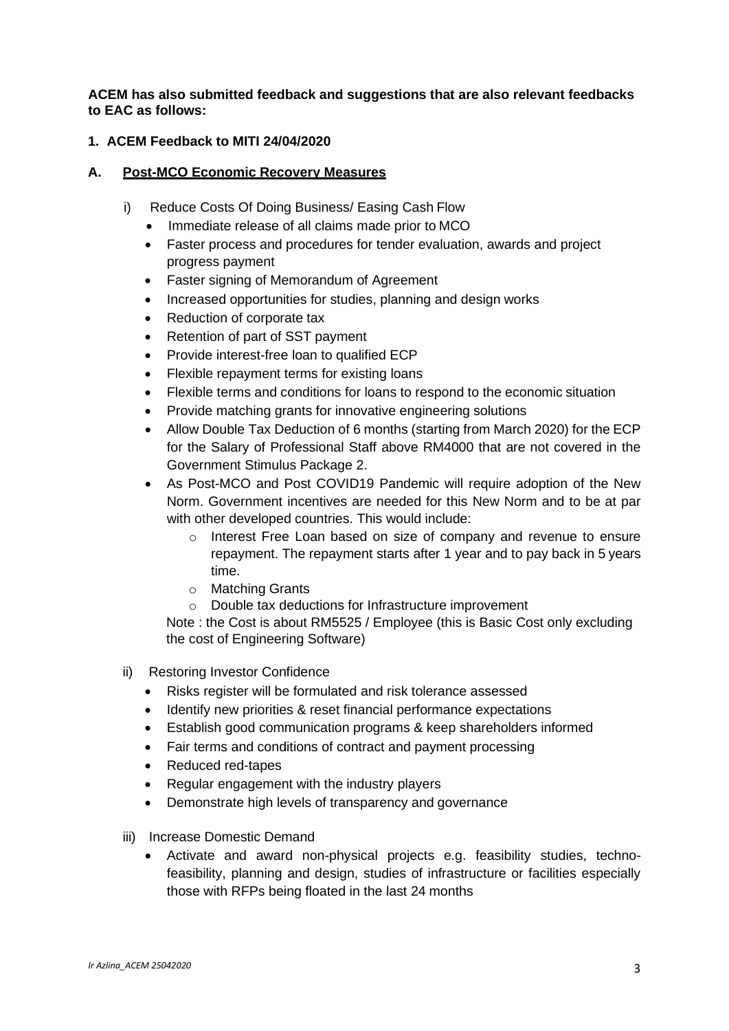**ACEM has also submitted feedback and suggestions that are also relevant feedbacks to EAC as follows:**

**1. ACEM Feedback to MITI 24/04/2020**

**A. <u>Post-MCO Economic Recovery Measures</u>**

i) Reduce Costs Of Doing Business/ Easing Cash Flow

- Immediate release of all claims made prior to MCO
- Faster process and procedures for tender evaluation, awards and project progress payment
- Faster signing of Memorandum of Agreement
- Increased opportunities for studies, planning and design works
- Reduction of corporate tax
- Retention of part of SST payment
- Provide interest-free loan to qualified ECP
- Flexible repayment terms for existing loans
- Flexible terms and conditions for loans to respond to the economic situation
- Provide matching grants for innovative engineering solutions
- Allow Double Tax Deduction of 6 months (starting from March 2020) for the ECP for the Salary of Professional Staff above RM4000 that are not covered in the Government Stimulus Package 2.
- As Post-MCO and Post COVID19 Pandemic will require adoption of the New Norm. Government incentives are needed for this New Norm and to be at par with other developed countries. This would include:
  - Interest Free Loan based on size of company and revenue to ensure repayment. The repayment starts after 1 year and to pay back in 5 years time.
  - Matching Grants
  - Double tax deductions for Infrastructure improvement

  Note : the Cost is about RM5525 / Employee (this is Basic Cost only excluding the cost of Engineering Software)

ii) Restoring Investor Confidence

- Risks register will be formulated and risk tolerance assessed
- Identify new priorities & reset financial performance expectations
- Establish good communication programs & keep shareholders informed
- Fair terms and conditions of contract and payment processing
- Reduced red-tapes
- Regular engagement with the industry players
- Demonstrate high levels of transparency and governance

iii) Increase Domestic Demand

- Activate and award non-physical projects e.g. feasibility studies, techno-feasibility, planning and design, studies of infrastructure or facilities especially those with RFPs being floated in the last 24 months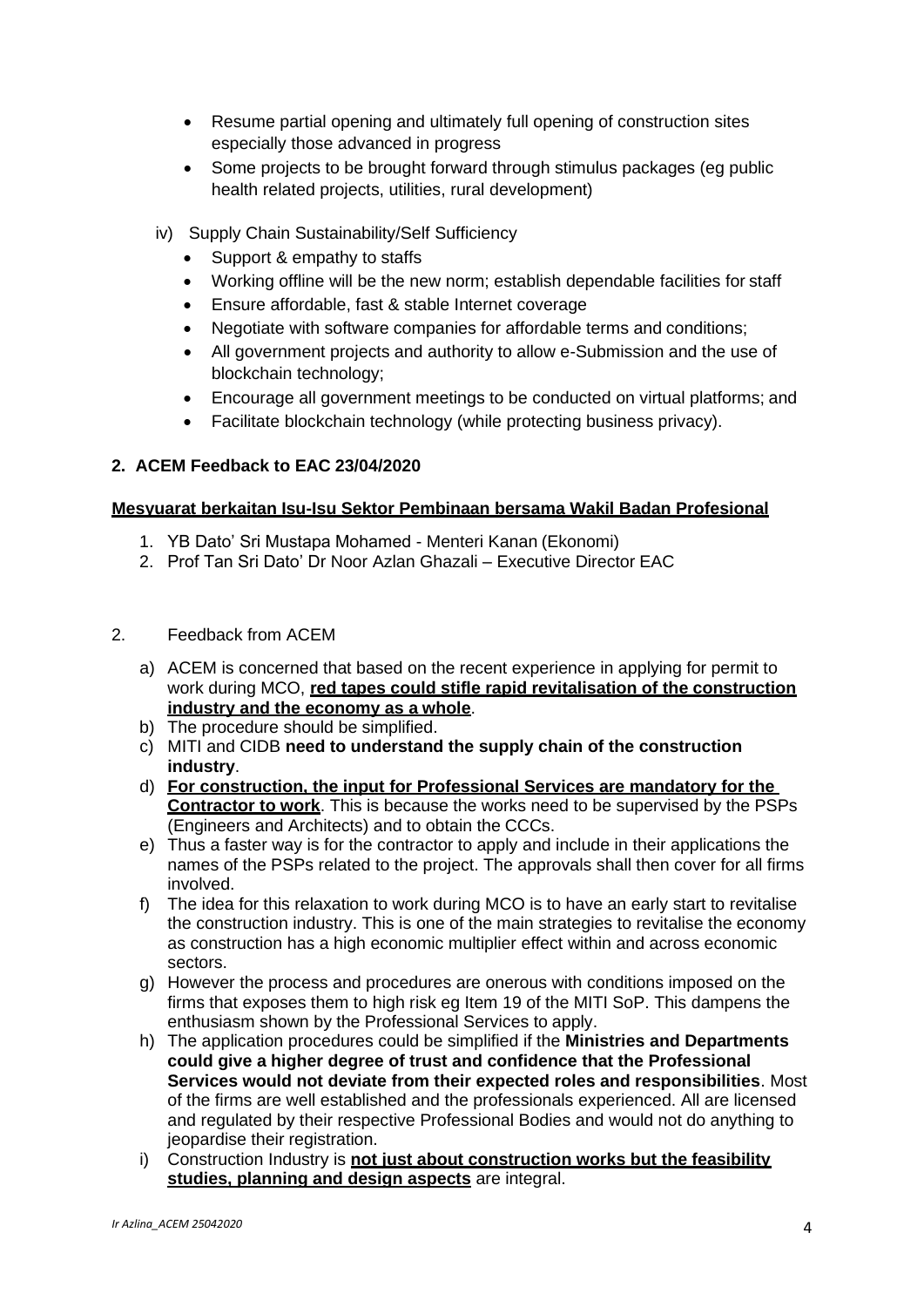- Resume partial opening and ultimately full opening of construction sites especially those advanced in progress
- Some projects to be brought forward through stimulus packages (eg public health related projects, utilities, rural development)

iv) Supply Chain Sustainability/Self Sufficiency

- Support & empathy to staffs
- Working offline will be the new norm; establish dependable facilities for staff
- Ensure affordable, fast & stable Internet coverage
- Negotiate with software companies for affordable terms and conditions;
- All government projects and authority to allow e-Submission and the use of blockchain technology;
- Encourage all government meetings to be conducted on virtual platforms; and
- Facilitate blockchain technology (while protecting business privacy).

## 2. ACEM Feedback to EAC 23/04/2020

**<u>Mesyuarat berkaitan Isu-Isu Sektor Pembinaan bersama Wakil Badan Profesional</u>**

1. YB Dato' Sri Mustapa Mohamed - Menteri Kanan (Ekonomi)
2. Prof Tan Sri Dato' Dr Noor Azlan Ghazali – Executive Director EAC

2. Feedback from ACEM

a) ACEM is concerned that based on the recent experience in applying for permit to work during MCO, **<u>red tapes could stifle rapid revitalisation of the construction industry and the economy as a whole</u>**.

b) The procedure should be simplified.

c) MITI and CIDB **need to understand the supply chain of the construction industry**.

d) **<u>For construction, the input for Professional Services are mandatory for the Contractor to work</u>**. This is because the works need to be supervised by the PSPs (Engineers and Architects) and to obtain the CCCs.

e) Thus a faster way is for the contractor to apply and include in their applications the names of the PSPs related to the project. The approvals shall then cover for all firms involved.

f) The idea for this relaxation to work during MCO is to have an early start to revitalise the construction industry. This is one of the main strategies to revitalise the economy as construction has a high economic multiplier effect within and across economic sectors.

g) However the process and procedures are onerous with conditions imposed on the firms that exposes them to high risk eg Item 19 of the MITI SoP. This dampens the enthusiasm shown by the Professional Services to apply.

h) The application procedures could be simplified if the **Ministries and Departments could give a higher degree of trust and confidence that the Professional Services would not deviate from their expected roles and responsibilities**. Most of the firms are well established and the professionals experienced. All are licensed and regulated by their respective Professional Bodies and would not do anything to jeopardise their registration.

i) Construction Industry is **<u>not just about construction works but the feasibility studies, planning and design aspects</u>** are integral.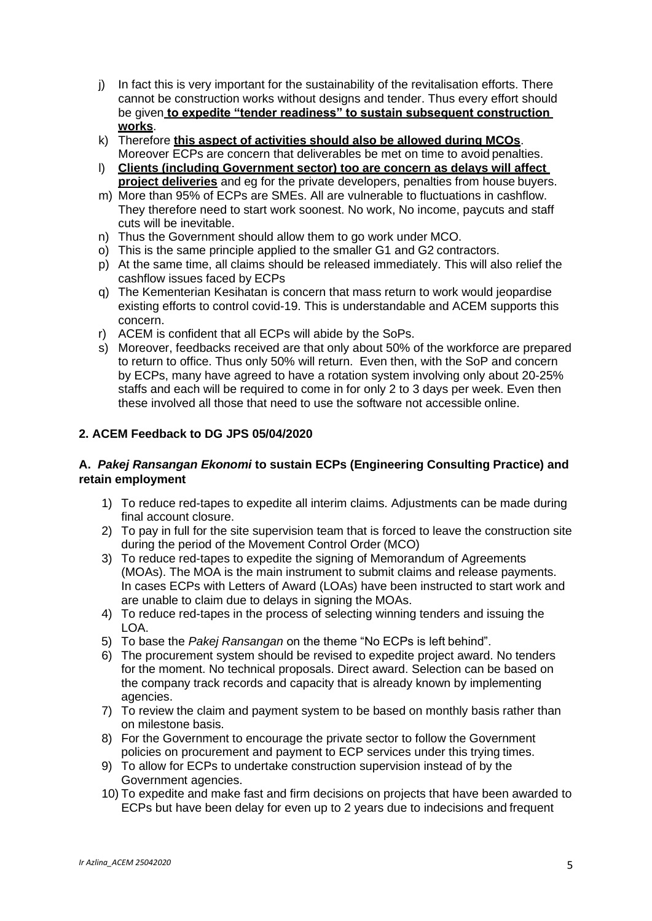j) In fact this is very important for the sustainability of the revitalisation efforts. There cannot be construction works without designs and tender. Thus every effort should be given **to expedite "tender readiness" to sustain subsequent construction works**.
k) Therefore **this aspect of activities should also be allowed during MCOs**. Moreover ECPs are concern that deliverables be met on time to avoid penalties.
l) **Clients (including Government sector) too are concern as delays will affect project deliveries** and eg for the private developers, penalties from house buyers.
m) More than 95% of ECPs are SMEs. All are vulnerable to fluctuations in cashflow. They therefore need to start work soonest. No work, No income, paycuts and staff cuts will be inevitable.
n) Thus the Government should allow them to go work under MCO.
o) This is the same principle applied to the smaller G1 and G2 contractors.
p) At the same time, all claims should be released immediately. This will also relief the cashflow issues faced by ECPs
q) The Kementerian Kesihatan is concern that mass return to work would jeopardise existing efforts to control covid-19. This is understandable and ACEM supports this concern.
r) ACEM is confident that all ECPs will abide by the SoPs.
s) Moreover, feedbacks received are that only about 50% of the workforce are prepared to return to office. Thus only 50% will return. Even then, with the SoP and concern by ECPs, many have agreed to have a rotation system involving only about 20-25% staffs and each will be required to come in for only 2 to 3 days per week. Even then these involved all those that need to use the software not accessible online.

## 2. ACEM Feedback to DG JPS 05/04/2020

### A. *Pakej Ransangan Ekonomi* to sustain ECPs (Engineering Consulting Practice) and retain employment

1) To reduce red-tapes to expedite all interim claims. Adjustments can be made during final account closure.
2) To pay in full for the site supervision team that is forced to leave the construction site during the period of the Movement Control Order (MCO)
3) To reduce red-tapes to expedite the signing of Memorandum of Agreements (MOAs). The MOA is the main instrument to submit claims and release payments. In cases ECPs with Letters of Award (LOAs) have been instructed to start work and are unable to claim due to delays in signing the MOAs.
4) To reduce red-tapes in the process of selecting winning tenders and issuing the LOA.
5) To base the *Pakej Ransangan* on the theme "No ECPs is left behind".
6) The procurement system should be revised to expedite project award. No tenders for the moment. No technical proposals. Direct award. Selection can be based on the company track records and capacity that is already known by implementing agencies.
7) To review the claim and payment system to be based on monthly basis rather than on milestone basis.
8) For the Government to encourage the private sector to follow the Government policies on procurement and payment to ECP services under this trying times.
9) To allow for ECPs to undertake construction supervision instead of by the Government agencies.
10) To expedite and make fast and firm decisions on projects that have been awarded to ECPs but have been delay for even up to 2 years due to indecisions and frequent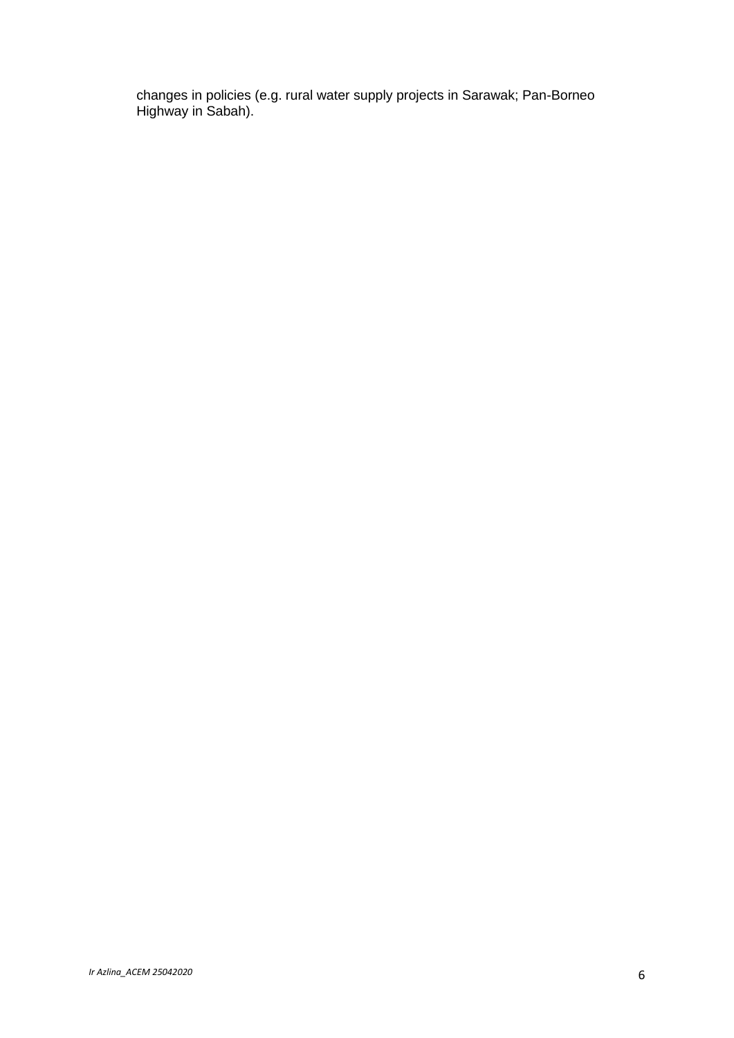changes in policies (e.g. rural water supply projects in Sarawak; Pan-Borneo Highway in Sabah).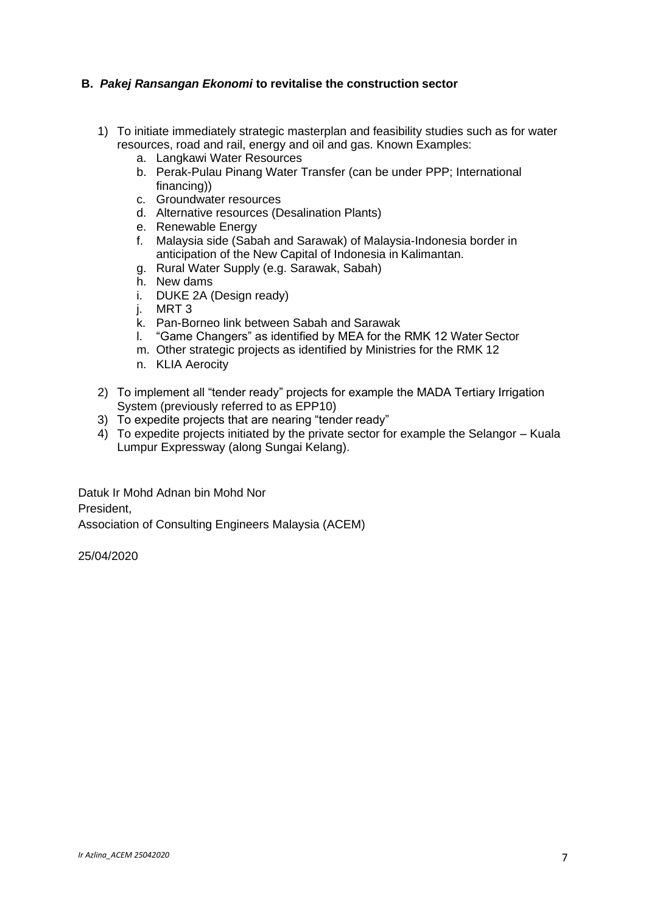## B. ***Pakej Ransangan Ekonomi*** **to revitalise the construction sector**

1) To initiate immediately strategic masterplan and feasibility studies such as for water resources, road and rail, energy and oil and gas. Known Examples:
   a. Langkawi Water Resources
   b. Perak-Pulau Pinang Water Transfer (can be under PPP; International financing))
   c. Groundwater resources
   d. Alternative resources (Desalination Plants)
   e. Renewable Energy
   f. Malaysia side (Sabah and Sarawak) of Malaysia-Indonesia border in anticipation of the New Capital of Indonesia in Kalimantan.
   g. Rural Water Supply (e.g. Sarawak, Sabah)
   h. New dams
   i. DUKE 2A (Design ready)
   j. MRT 3
   k. Pan-Borneo link between Sabah and Sarawak
   l. "Game Changers" as identified by MEA for the RMK 12 Water Sector
   m. Other strategic projects as identified by Ministries for the RMK 12
   n. KLIA Aerocity
2) To implement all "tender ready" projects for example the MADA Tertiary Irrigation System (previously referred to as EPP10)
3) To expedite projects that are nearing "tender ready"
4) To expedite projects initiated by the private sector for example the Selangor – Kuala Lumpur Expressway (along Sungai Kelang).

Datuk Ir Mohd Adnan bin Mohd Nor
President,
Association of Consulting Engineers Malaysia (ACEM)

25/04/2020